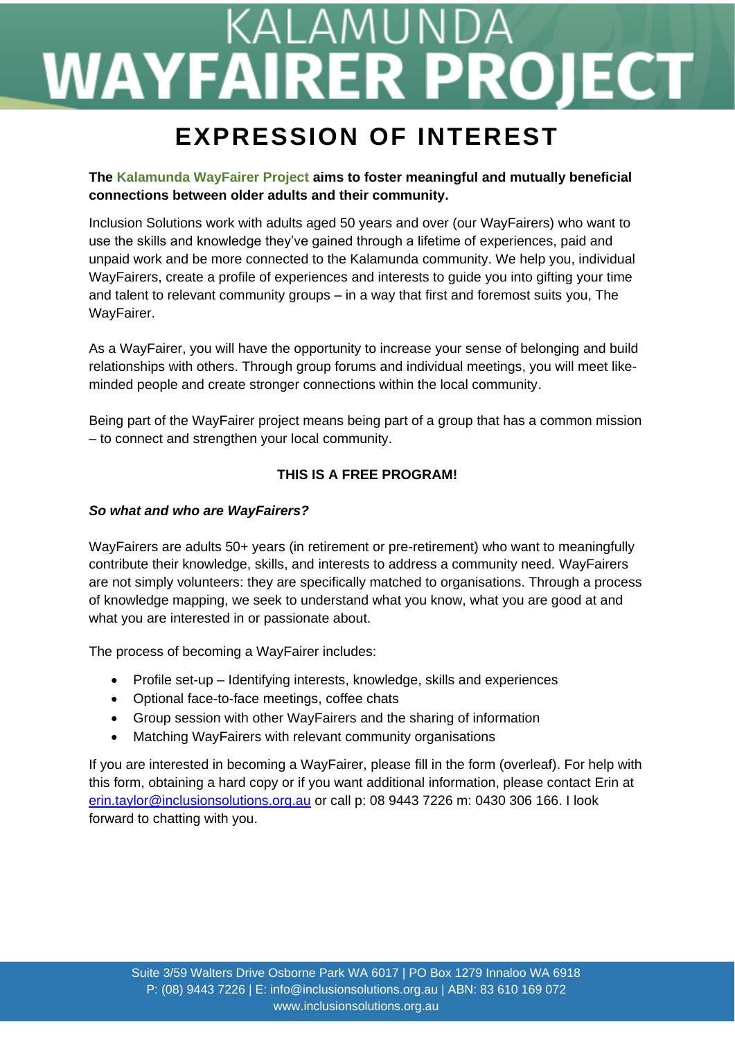# KALAMUNDA WAYFAIRER PROJECT

## EXPRESSION OF INTEREST

**The Kalamunda WayFairer Project aims to foster meaningful and mutually beneficial connections between older adults and their community.**

Inclusion Solutions work with adults aged 50 years and over (our WayFairers) who want to use the skills and knowledge they've gained through a lifetime of experiences, paid and unpaid work and be more connected to the Kalamunda community. We help you, individual WayFairers, create a profile of experiences and interests to guide you into gifting your time and talent to relevant community groups – in a way that first and foremost suits you, The WayFairer.

As a WayFairer, you will have the opportunity to increase your sense of belonging and build relationships with others. Through group forums and individual meetings, you will meet like-minded people and create stronger connections within the local community.

Being part of the WayFairer project means being part of a group that has a common mission – to connect and strengthen your local community.

**THIS IS A FREE PROGRAM!**

***So what and who are WayFairers?***

WayFairers are adults 50+ years (in retirement or pre-retirement) who want to meaningfully contribute their knowledge, skills, and interests to address a community need. WayFairers are not simply volunteers: they are specifically matched to organisations. Through a process of knowledge mapping, we seek to understand what you know, what you are good at and what you are interested in or passionate about.

The process of becoming a WayFairer includes:

- Profile set-up – Identifying interests, knowledge, skills and experiences
- Optional face-to-face meetings, coffee chats
- Group session with other WayFairers and the sharing of information
- Matching WayFairers with relevant community organisations

If you are interested in becoming a WayFairer, please fill in the form (overleaf). For help with this form, obtaining a hard copy or if you want additional information, please contact Erin at erin.taylor@inclusionsolutions.org.au or call p: 08 9443 7226 m: 0430 306 166. I look forward to chatting with you.

Suite 3/59 Walters Drive Osborne Park WA 6017 | PO Box 1279 Innaloo WA 6918
P: (08) 9443 7226 | E: info@inclusionsolutions.org.au | ABN: 83 610 169 072
www.inclusionsolutions.org.au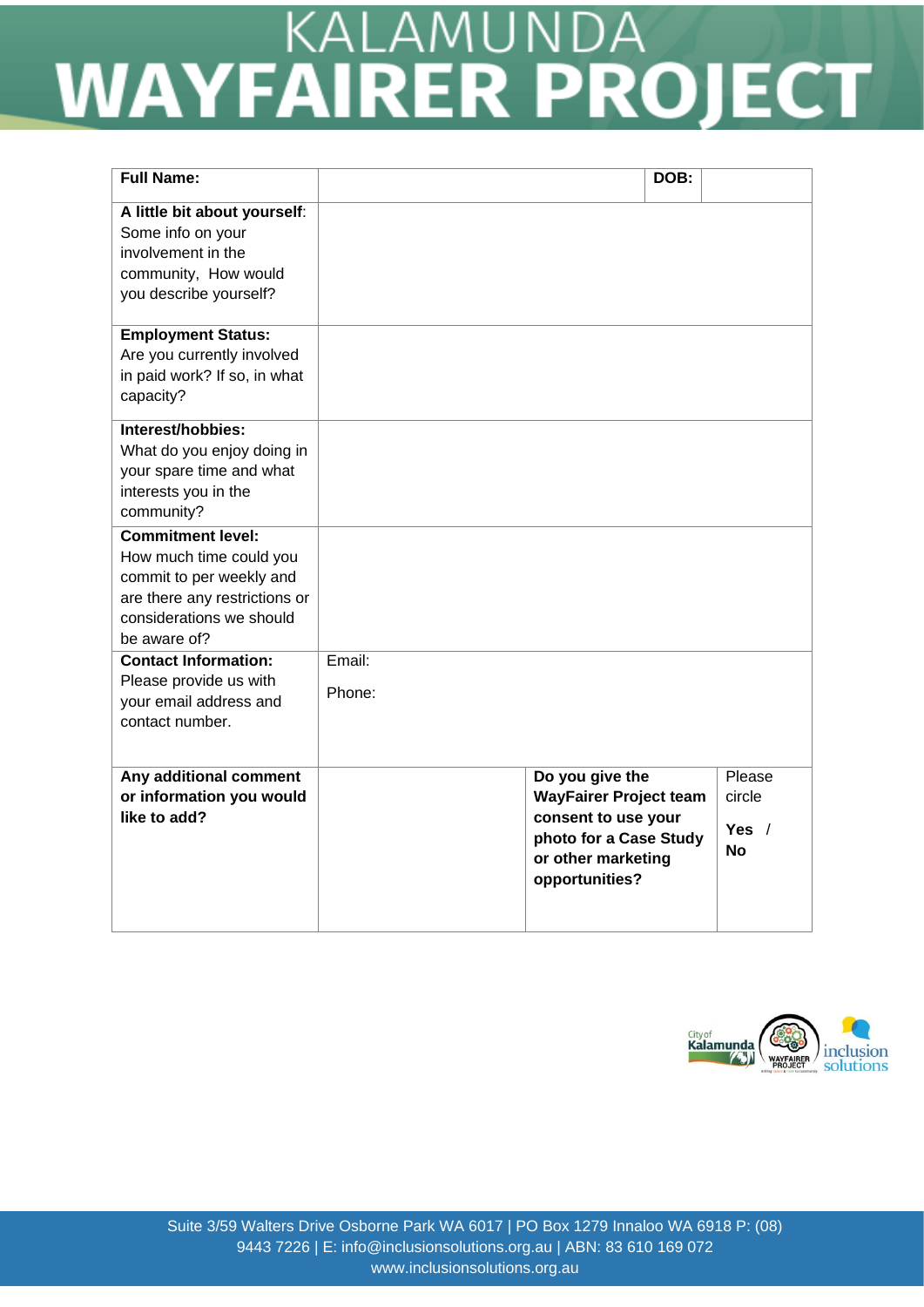# KALAMUNDA WAYFAIRER PROJECT

| | | | |
|---|---|---|---|
| **Full Name:** | | **DOB:** | |
| **A little bit about yourself**: Some info on your involvement in the community, How would you describe yourself? | | | |
| **Employment Status:** Are you currently involved in paid work? If so, in what capacity? | | | |
| **Interest/hobbies:** What do you enjoy doing in your spare time and what interests you in the community? | | | |
| **Commitment level:** How much time could you commit to per weekly and are there any restrictions or considerations we should be aware of? | | | |
| **Contact Information:** Please provide us with your email address and contact number. | Email:<br><br>Phone: | | |
| **Any additional comment or information you would like to add?** | | **Do you give the WayFairer Project team consent to use your photo for a Case Study or other marketing opportunities?** | Please circle<br><br>**Yes / No** |

City of Kalamunda | WAYFAIRER PROJECT | inclusion solutions

Suite 3/59 Walters Drive Osborne Park WA 6017 | PO Box 1279 Innaloo WA 6918 P: (08) 9443 7226 | E: info@inclusionsolutions.org.au | ABN: 83 610 169 072
www.inclusionsolutions.org.au